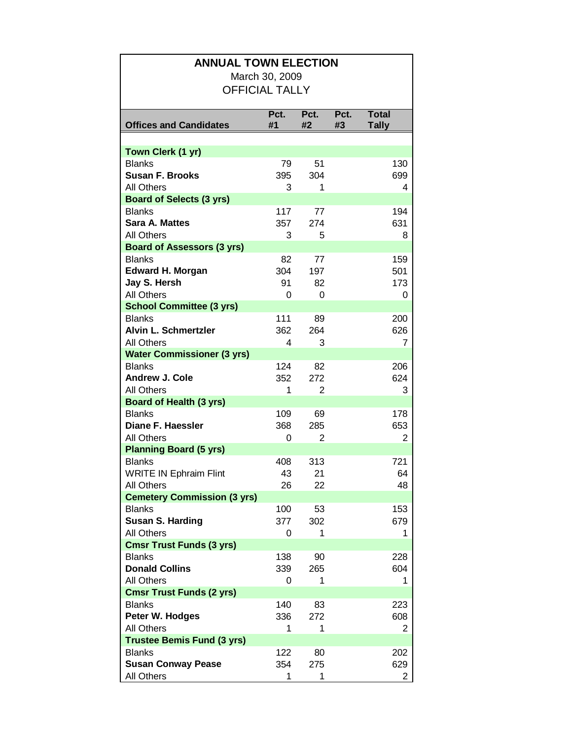# ANNUAL TOWN ELECTION

March 30, 2009

OFFICIAL TALLY

| Offices and Candidates | Pct. #1 | Pct. #2 | Pct. #3 | Total Tally |
|---|---|---|---|---|
| **Town Clerk (1 yr)** | | | | |
| Blanks | 79 | 51 | | 130 |
| **Susan F. Brooks** | 395 | 304 | | 699 |
| All Others | 3 | 1 | | 4 |
| **Board of Selects (3 yrs)** | | | | |
| Blanks | 117 | 77 | | 194 |
| **Sara A. Mattes** | 357 | 274 | | 631 |
| All Others | 3 | 5 | | 8 |
| **Board of Assessors (3 yrs)** | | | | |
| Blanks | 82 | 77 | | 159 |
| **Edward H. Morgan** | 304 | 197 | | 501 |
| **Jay S. Hersh** | 91 | 82 | | 173 |
| All Others | 0 | 0 | | 0 |
| **School Committee (3 yrs)** | | | | |
| Blanks | 111 | 89 | | 200 |
| **Alvin L. Schmertzler** | 362 | 264 | | 626 |
| All Others | 4 | 3 | | 7 |
| **Water Commissioner (3 yrs)** | | | | |
| Blanks | 124 | 82 | | 206 |
| **Andrew J. Cole** | 352 | 272 | | 624 |
| All Others | 1 | 2 | | 3 |
| **Board of Health (3 yrs)** | | | | |
| Blanks | 109 | 69 | | 178 |
| **Diane F. Haessler** | 368 | 285 | | 653 |
| All Others | 0 | 2 | | 2 |
| **Planning Board (5 yrs)** | | | | |
| Blanks | 408 | 313 | | 721 |
| WRITE IN Ephraim Flint | 43 | 21 | | 64 |
| All Others | 26 | 22 | | 48 |
| **Cemetery Commission (3 yrs)** | | | | |
| Blanks | 100 | 53 | | 153 |
| **Susan S. Harding** | 377 | 302 | | 679 |
| All Others | 0 | 1 | | 1 |
| **Cmsr Trust Funds (3 yrs)** | | | | |
| Blanks | 138 | 90 | | 228 |
| **Donald Collins** | 339 | 265 | | 604 |
| All Others | 0 | 1 | | 1 |
| **Cmsr Trust Funds (2 yrs)** | | | | |
| Blanks | 140 | 83 | | 223 |
| **Peter W. Hodges** | 336 | 272 | | 608 |
| All Others | 1 | 1 | | 2 |
| **Trustee Bemis Fund (3 yrs)** | | | | |
| Blanks | 122 | 80 | | 202 |
| **Susan Conway Pease** | 354 | 275 | | 629 |
| All Others | 1 | 1 | | 2 |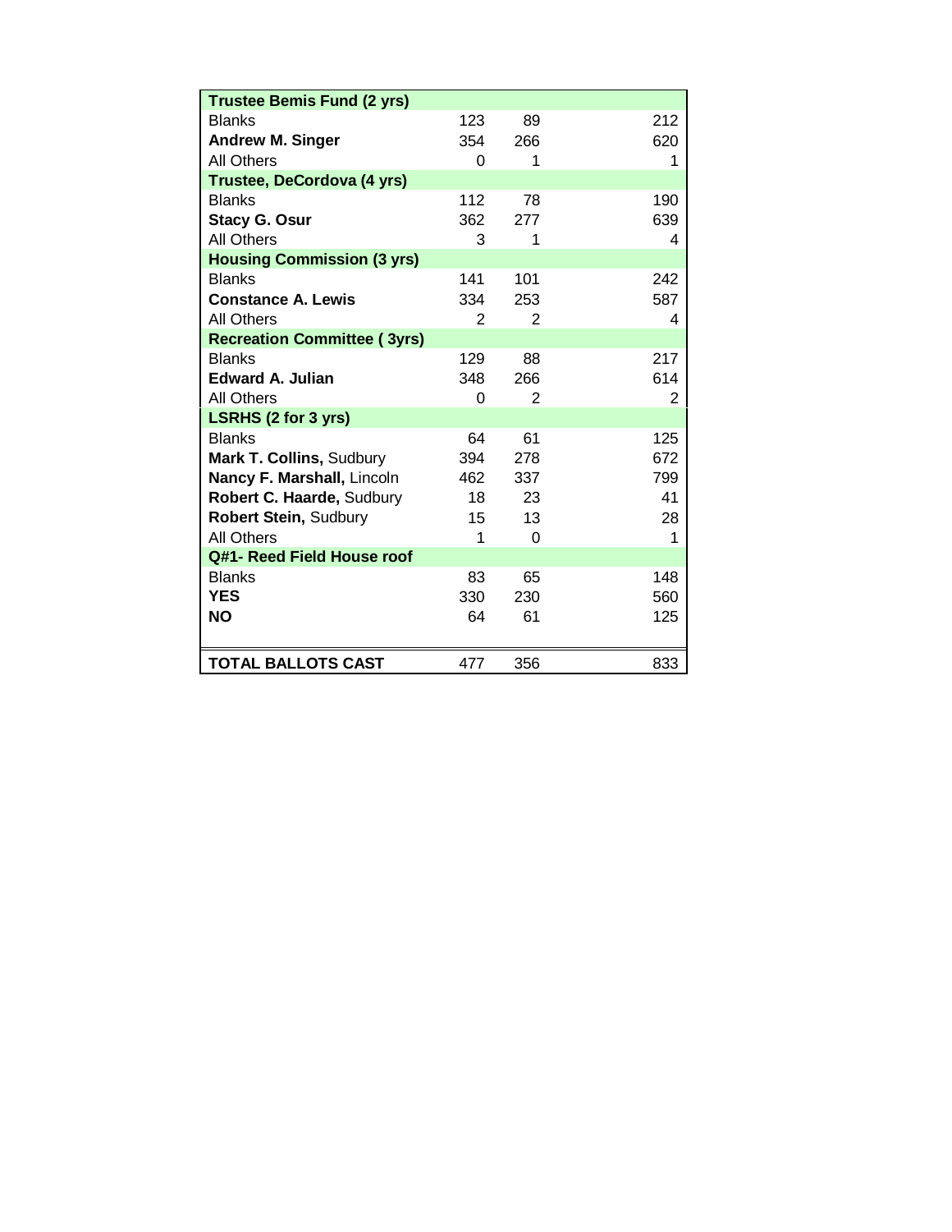| | | | |
|---|---|---|---|
| **Trustee Bemis Fund (2 yrs)** | | | |
| Blanks | 123 | 89 | 212 |
| **Andrew M. Singer** | 354 | 266 | 620 |
| All Others | 0 | 1 | 1 |
| **Trustee, DeCordova (4 yrs)** | | | |
| Blanks | 112 | 78 | 190 |
| **Stacy G. Osur** | 362 | 277 | 639 |
| All Others | 3 | 1 | 4 |
| **Housing Commission (3 yrs)** | | | |
| Blanks | 141 | 101 | 242 |
| **Constance A. Lewis** | 334 | 253 | 587 |
| All Others | 2 | 2 | 4 |
| **Recreation Committee ( 3yrs)** | | | |
| Blanks | 129 | 88 | 217 |
| **Edward A. Julian** | 348 | 266 | 614 |
| All Others | 0 | 2 | 2 |
| **LSRHS (2 for 3 yrs)** | | | |
| Blanks | 64 | 61 | 125 |
| **Mark T. Collins,** Sudbury | 394 | 278 | 672 |
| **Nancy F. Marshall,** Lincoln | 462 | 337 | 799 |
| **Robert C. Haarde,** Sudbury | 18 | 23 | 41 |
| **Robert Stein,** Sudbury | 15 | 13 | 28 |
| All Others | 1 | 0 | 1 |
| **Q#1- Reed Field House roof** | | | |
| Blanks | 83 | 65 | 148 |
| **YES** | 330 | 230 | 560 |
| **NO** | 64 | 61 | 125 |
| **TOTAL BALLOTS CAST** | 477 | 356 | 833 |